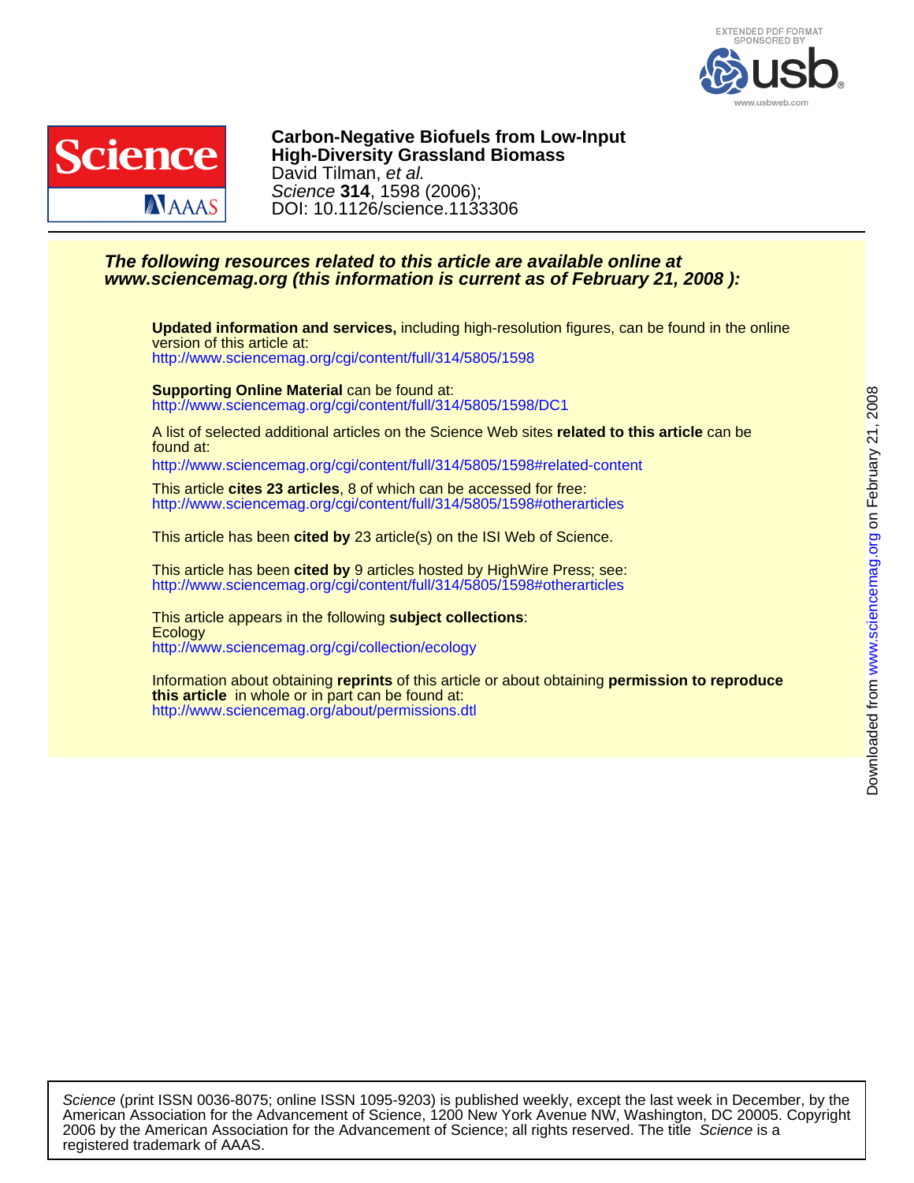# Carbon-Negative Biofuels from Low-Input High-Diversity Grassland Biomass

David Tilman, *et al.*

*Science* **314**, 1598 (2006);

DOI: 10.1126/science.1133306

***The following resources related to this article are available online at www.sciencemag.org (this information is current as of February 21, 2008 ):***

**Updated information and services,** including high-resolution figures, can be found in the online version of this article at:
http://www.sciencemag.org/cgi/content/full/314/5805/1598

**Supporting Online Material** can be found at:
http://www.sciencemag.org/cgi/content/full/314/5805/1598/DC1

A list of selected additional articles on the Science Web sites **related to this article** can be found at:
http://www.sciencemag.org/cgi/content/full/314/5805/1598#related-content

This article **cites 23 articles**, 8 of which can be accessed for free:
http://www.sciencemag.org/cgi/content/full/314/5805/1598#otherarticles

This article has been **cited by** 23 article(s) on the ISI Web of Science.

This article has been **cited by** 9 articles hosted by HighWire Press; see:
http://www.sciencemag.org/cgi/content/full/314/5805/1598#otherarticles

This article appears in the following **subject collections**:
Ecology
http://www.sciencemag.org/cgi/collection/ecology

Information about obtaining **reprints** of this article or about obtaining **permission to reproduce this article** in whole or in part can be found at:
http://www.sciencemag.org/about/permissions.dtl

*Science* (print ISSN 0036-8075; online ISSN 1095-9203) is published weekly, except the last week in December, by the American Association for the Advancement of Science, 1200 New York Avenue NW, Washington, DC 20005. Copyright 2006 by the American Association for the Advancement of Science; all rights reserved. The title *Science* is a registered trademark of AAAS.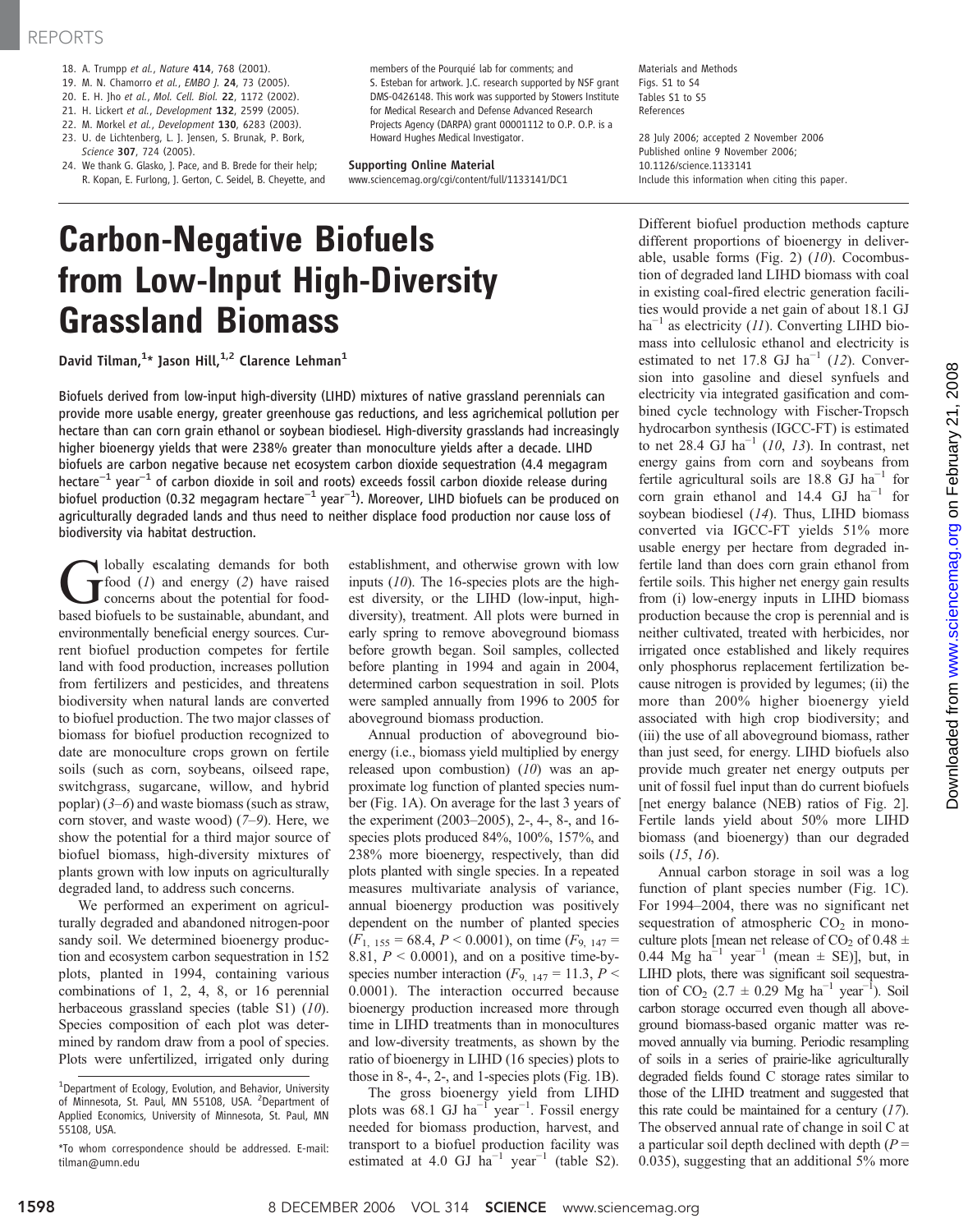18. A. Trumpp *et al.*, *Nature* **414**, 768 (2001).
19. M. N. Chamorro *et al.*, *EMBO J.* **24**, 73 (2005).
20. E. H. Jho *et al.*, *Mol. Cell. Biol.* **22**, 1172 (2002).
21. H. Lickert *et al.*, *Development* **132**, 2599 (2005).
22. M. Morkel *et al.*, *Development* **130**, 6283 (2003).
23. U. de Lichtenberg, L. J. Jensen, S. Brunak, P. Bork, *Science* **307**, 724 (2005).
24. We thank G. Glasko, J. Pace, and B. Brede for their help; R. Kopan, E. Furlong, J. Gerton, C. Seidel, B. Cheyette, and members of the Pourquié lab for comments; and S. Esteban for artwork. J.C. research supported by NSF grant DMS-0426148. This work was supported by Stowers Institute for Medical Research and Defense Advanced Research Projects Agency (DARPA) grant 00001112 to O.P. O.P. is a Howard Hughes Medical Investigator.

**Supporting Online Material**
www.sciencemag.org/cgi/content/full/1133141/DC1
Materials and Methods
Figs. S1 to S4
Tables S1 to S5
References

28 July 2006; accepted 2 November 2006
Published online 9 November 2006;
10.1126/science.1133141
Include this information when citing this paper.

# Carbon-Negative Biofuels from Low-Input High-Diversity Grassland Biomass

**David Tilman,[1]* Jason Hill,[1,2] Clarence Lehman[1]**

Biofuels derived from low-input high-diversity (LIHD) mixtures of native grassland perennials can provide more usable energy, greater greenhouse gas reductions, and less agrichemical pollution per hectare than can corn grain ethanol or soybean biodiesel. High-diversity grasslands had increasingly higher bioenergy yields that were 238% greater than monoculture yields after a decade. LIHD biofuels are carbon negative because net ecosystem carbon dioxide sequestration (4.4 megagram $\text{hectare}^{-1}$ $\text{year}^{-1}$ of carbon dioxide in soil and roots) exceeds fossil carbon dioxide release during biofuel production (0.32 megagram $\text{hectare}^{-1}$ $\text{year}^{-1}$). Moreover, LIHD biofuels can be produced on agriculturally degraded lands and thus need to neither displace food production nor cause loss of biodiversity via habitat destruction.

Globally escalating demands for both food (*1*) and energy (*2*) have raised concerns about the potential for food-based biofuels to be sustainable, abundant, and environmentally beneficial energy sources. Current biofuel production competes for fertile land with food production, increases pollution from fertilizers and pesticides, and threatens biodiversity when natural lands are converted to biofuel production. The two major classes of biomass for biofuel production recognized to date are monoculture crops grown on fertile soils (such as corn, soybeans, oilseed rape, switchgrass, sugarcane, willow, and hybrid poplar) (*3*–*6*) and waste biomass (such as straw, corn stover, and waste wood) (*7*–*9*). Here, we show the potential for a third major source of biofuel biomass, high-diversity mixtures of plants grown with low inputs on agriculturally degraded land, to address such concerns.

We performed an experiment on agriculturally degraded and abandoned nitrogen-poor sandy soil. We determined bioenergy production and ecosystem carbon sequestration in 152 plots, planted in 1994, containing various combinations of 1, 2, 4, 8, or 16 perennial herbaceous grassland species (table S1) (*10*). Species composition of each plot was determined by random draw from a pool of species. Plots were unfertilized, irrigated only during establishment, and otherwise grown with low inputs (*10*). The 16-species plots are the highest diversity, or the LIHD (low-input, high-diversity), treatment. All plots were burned in early spring to remove aboveground biomass before growth began. Soil samples, collected before planting in 1994 and again in 2004, determined carbon sequestration in soil. Plots were sampled annually from 1996 to 2005 for aboveground biomass production.

Annual production of aboveground bioenergy (i.e., biomass yield multiplied by energy released upon combustion) (*10*) was an approximate log function of planted species number (Fig. 1A). On average for the last 3 years of the experiment (2003–2005), 2-, 4-, 8-, and 16-species plots produced 84%, 100%, 157%, and 238% more bioenergy, respectively, than did plots planted with single species. In a repeated measures multivariate analysis of variance, annual bioenergy production was positively dependent on the number of planted species ($F_{1,\,155} = 68.4$, $P < 0.0001$), on time ($F_{9,\,147} = 8.81$, $P < 0.0001$), and on a positive time-by-species number interaction ($F_{9,\,147} = 11.3$, $P < 0.0001$). The interaction occurred because bioenergy production increased more through time in LIHD treatments than in monocultures and low-diversity treatments, as shown by the ratio of bioenergy in LIHD (16 species) plots to those in 8-, 4-, 2-, and 1-species plots (Fig. 1B).

The gross bioenergy yield from LIHD plots was 68.1 GJ $\text{ha}^{-1}$ $\text{year}^{-1}$. Fossil energy needed for biomass production, harvest, and transport to a biofuel production facility was estimated at 4.0 GJ $\text{ha}^{-1}$ $\text{year}^{-1}$ (table S2). Different biofuel production methods capture different proportions of bioenergy in deliverable, usable forms (Fig. 2) (*10*). Cocombustion of degraded land LIHD biomass with coal in existing coal-fired electric generation facilities would provide a net gain of about 18.1 GJ $\text{ha}^{-1}$ as electricity (*11*). Converting LIHD biomass into cellulosic ethanol and electricity is estimated to net 17.8 GJ $\text{ha}^{-1}$ (*12*). Conversion into gasoline and diesel synfuels and electricity via integrated gasification and combined cycle technology with Fischer-Tropsch hydrocarbon synthesis (IGCC-FT) is estimated to net 28.4 GJ $\text{ha}^{-1}$ (*10*, *13*). In contrast, net energy gains from corn and soybeans from fertile agricultural soils are 18.8 GJ $\text{ha}^{-1}$ for corn grain ethanol and 14.4 GJ $\text{ha}^{-1}$ for soybean biodiesel (*14*). Thus, LIHD biomass converted via IGCC-FT yields 51% more usable energy per hectare from degraded infertile land than does corn grain ethanol from fertile soils. This higher net energy gain results from (i) low-energy inputs in LIHD biomass production because the crop is perennial and is neither cultivated, treated with herbicides, nor irrigated once established and likely requires only phosphorus replacement fertilization because nitrogen is provided by legumes; (ii) the more than 200% higher bioenergy yield associated with high crop biodiversity; and (iii) the use of all aboveground biomass, rather than just seed, for energy. LIHD biofuels also provide much greater net energy outputs per unit of fossil fuel input than do current biofuels [net energy balance (NEB) ratios of Fig. 2]. Fertile lands yield about 50% more LIHD biomass (and bioenergy) than our degraded soils (*15*, *16*).

Annual carbon storage in soil was a log function of plant species number (Fig. 1C). For 1994–2004, there was no significant net sequestration of atmospheric $CO_2$ in monoculture plots [mean net release of $CO_2$ of 0.48 ± 0.44 Mg $\text{ha}^{-1}$ $\text{year}^{-1}$ (mean ± SE)], but, in LIHD plots, there was significant soil sequestration of $CO_2$ (2.7 ± 0.29 Mg $\text{ha}^{-1}$ $\text{year}^{-1}$). Soil carbon storage occurred even though all aboveground biomass-based organic matter was removed annually via burning. Periodic resampling of soils in a series of prairie-like agriculturally degraded fields found C storage rates similar to those of the LIHD treatment and suggested that this rate could be maintained for a century (*17*). The observed annual rate of change in soil C at a particular soil depth declined with depth ($P = 0.035$), suggesting that an additional 5% more

[1]Department of Ecology, Evolution, and Behavior, University of Minnesota, St. Paul, MN 55108, USA. [2]Department of Applied Economics, University of Minnesota, St. Paul, MN 55108, USA.

*To whom correspondence should be addressed. E-mail: tilman@umn.edu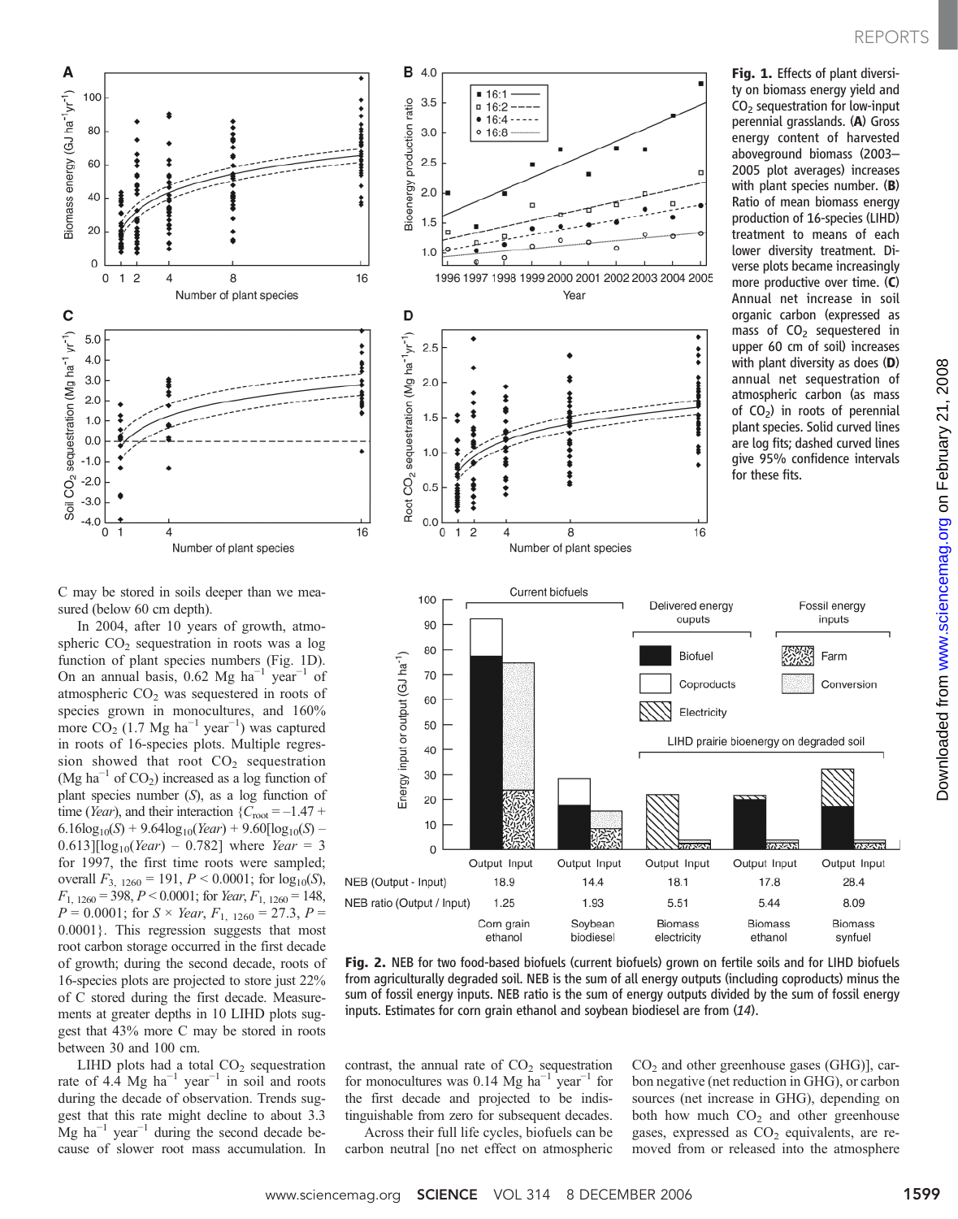**Fig. 1.** Effects of plant diversity on biomass energy yield and $CO_2$ sequestration for low-input perennial grasslands. (**A**) Gross energy content of harvested aboveground biomass (2003–2005 plot averages) increases with plant species number. (**B**) Ratio of mean biomass energy production of 16-species (LIHD) treatment to means of each lower diversity treatment. Diverse plots became increasingly more productive over time. (**C**) Annual net increase in soil organic carbon (expressed as mass of $CO_2$ sequestered in upper 60 cm of soil) increases with plant diversity as does (**D**) annual net sequestration of atmospheric carbon (as mass of $CO_2$) in roots of perennial plant species. Solid curved lines are log fits; dashed curved lines give 95% confidence intervals for these fits.

C may be stored in soils deeper than we measured (below 60 cm depth).

In 2004, after 10 years of growth, atmospheric $CO_2$ sequestration in roots was a log function of plant species numbers (Fig. 1D). On an annual basis, 0.62 Mg $ha^{-1}$ $year^{-1}$ of atmospheric $CO_2$ was sequestered in roots of species grown in monocultures, and 160% more $CO_2$ (1.7 Mg $ha^{-1}$ $year^{-1}$) was captured in roots of 16-species plots. Multiple regression showed that root $CO_2$ sequestration (Mg $ha^{-1}$ of $CO_2$) increased as a log function of plant species number ($S$), as a log function of time ($Year$), and their interaction $\{C_{root} = -1.47 + 6.16\log_{10}(S) + 9.64\log_{10}(Year) + 9.60[\log_{10}(S) - 0.613][\log_{10}(Year) - 0.782]$ where $Year = 3$ for 1997, the first time roots were sampled; overall $F_{3,\ 1260} = 191$, $P < 0.0001$; for $\log_{10}(S)$, $F_{1,\ 1260} = 398$, $P < 0.0001$; for $Year$, $F_{1,\ 1260} = 148$, $P = 0.0001$; for $S \times Year$, $F_{1,\ 1260} = 27.3$, $P = 0.0001\}$. This regression suggests that most root carbon storage occurred in the first decade of growth; during the second decade, roots of 16-species plots are projected to store just 22% of C stored during the first decade. Measurements at greater depths in 10 LIHD plots suggest that 43% more C may be stored in roots between 30 and 100 cm.

LIHD plots had a total $CO_2$ sequestration rate of 4.4 Mg $ha^{-1}$ $year^{-1}$ in soil and roots during the decade of observation. Trends suggest that this rate might decline to about 3.3 Mg $ha^{-1}$ $year^{-1}$ during the second decade because of slower root mass accumulation. In contrast, the annual rate of $CO_2$ sequestration for monocultures was 0.14 Mg $ha^{-1}$ $year^{-1}$ for the first decade and projected to be indistinguishable from zero for subsequent decades.

Across their full life cycles, biofuels can be carbon neutral [no net effect on atmospheric $CO_2$ and other greenhouse gases (GHG)], carbon negative (net reduction in GHG), or carbon sources (net increase in GHG), depending on both how much $CO_2$ and other greenhouse gases, expressed as $CO_2$ equivalents, are removed from or released into the atmosphere

| | Corn grain ethanol | Soybean biodiesel | Biomass electricity | Biomass ethanol | Biomass synfuel |
|---|---|---|---|---|---|
| NEB (Output - Input) | 18.9 | 14.4 | 18.1 | 17.8 | 28.4 |
| NEB ratio (Output / Input) | 1.25 | 1.93 | 5.51 | 5.44 | 8.09 |

**Fig. 2.** NEB for two food-based biofuels (current biofuels) grown on fertile soils and for LIHD biofuels from agriculturally degraded soil. NEB is the sum of all energy outputs (including coproducts) minus the sum of fossil energy inputs. NEB ratio is the sum of energy outputs divided by the sum of fossil energy inputs. Estimates for corn grain ethanol and soybean biodiesel are from (*14*).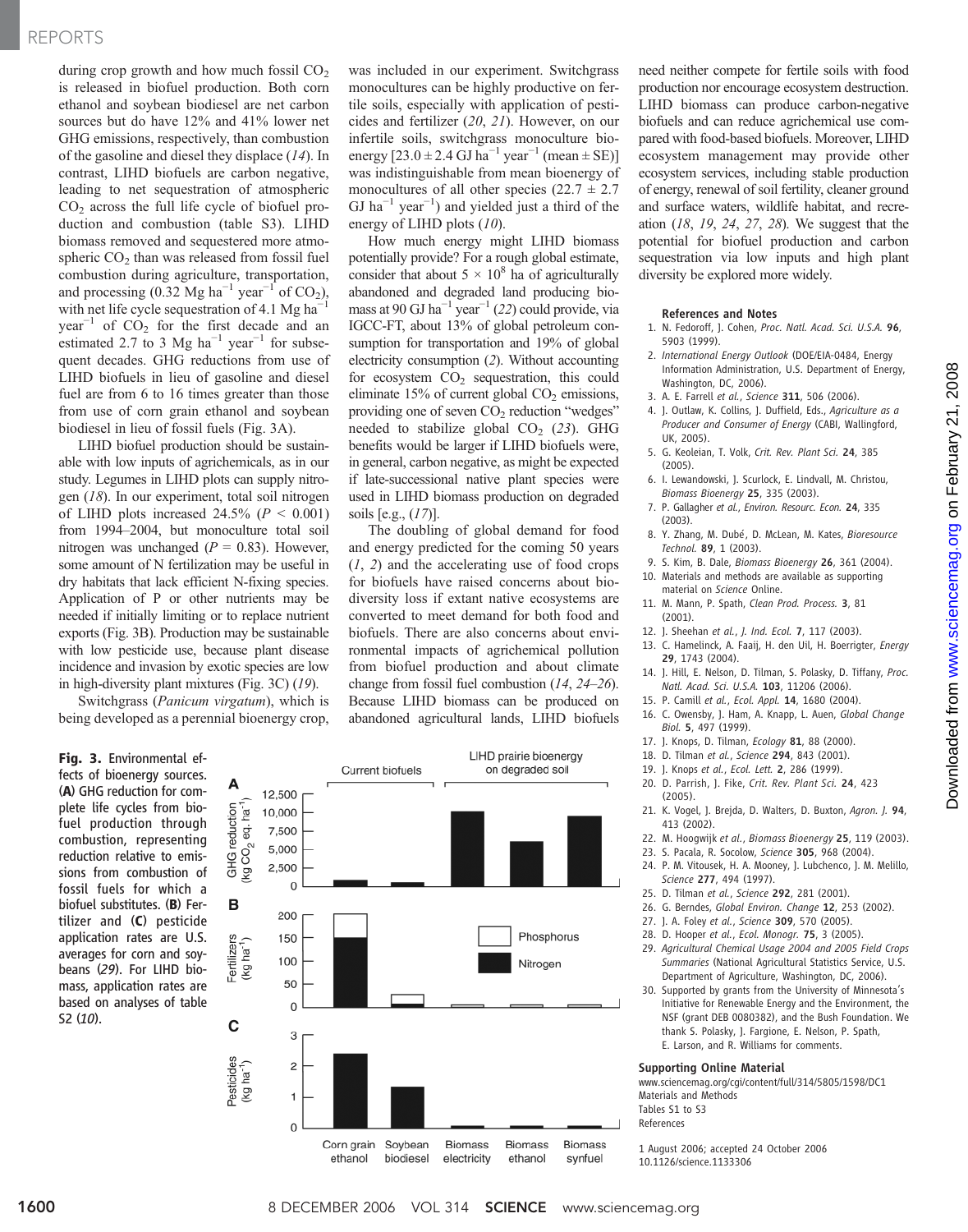during crop growth and how much fossil $CO_2$ is released in biofuel production. Both corn ethanol and soybean biodiesel are net carbon sources but do have 12% and 41% lower net GHG emissions, respectively, than combustion of the gasoline and diesel they displace (*14*). In contrast, LIHD biofuels are carbon negative, leading to net sequestration of atmospheric $CO_2$ across the full life cycle of biofuel production and combustion (table S3). LIHD biomass removed and sequestered more atmospheric $CO_2$ than was released from fossil fuel combustion during agriculture, transportation, and processing (0.32 Mg ha$^{-1}$ year$^{-1}$ of $CO_2$), with net life cycle sequestration of 4.1 Mg ha$^{-1}$ year$^{-1}$ of $CO_2$ for the first decade and an estimated 2.7 to 3 Mg ha$^{-1}$ year$^{-1}$ for subsequent decades. GHG reductions from use of LIHD biofuels in lieu of gasoline and diesel fuel are from 6 to 16 times greater than those from use of corn grain ethanol and soybean biodiesel in lieu of fossil fuels (Fig. 3A).

LIHD biofuel production should be sustainable with low inputs of agrichemicals, as in our study. Legumes in LIHD plots can supply nitrogen (*18*). In our experiment, total soil nitrogen of LIHD plots increased 24.5% ($P < 0.001$) from 1994–2004, but monoculture total soil nitrogen was unchanged ($P = 0.83$). However, some amount of N fertilization may be useful in dry habitats that lack efficient N-fixing species. Application of P or other nutrients may be needed if initially limiting or to replace nutrient exports (Fig. 3B). Production may be sustainable with low pesticide use, because plant disease incidence and invasion by exotic species are low in high-diversity plant mixtures (Fig. 3C) (*19*).

Switchgrass (*Panicum virgatum*), which is being developed as a perennial bioenergy crop, was included in our experiment. Switchgrass monocultures can be highly productive on fertile soils, especially with application of pesticides and fertilizer (*20*, *21*). However, on our infertile soils, switchgrass monoculture bioenergy [23.0 ± 2.4 GJ ha$^{-1}$ year$^{-1}$ (mean ± SE)] was indistinguishable from mean bioenergy of monocultures of all other species (22.7 ± 2.7 GJ ha$^{-1}$ year$^{-1}$) and yielded just a third of the energy of LIHD plots (*10*).

How much energy might LIHD biomass potentially provide? For a rough global estimate, consider that about $5 \times 10^8$ ha of agriculturally abandoned and degraded land producing biomass at 90 GJ ha$^{-1}$ year$^{-1}$ (*22*) could provide, via IGCC-FT, about 13% of global petroleum consumption for transportation and 19% of global electricity consumption (*2*). Without accounting for ecosystem $CO_2$ sequestration, this could eliminate 15% of current global $CO_2$ emissions, providing one of seven $CO_2$ reduction "wedges" needed to stabilize global $CO_2$ (*23*). GHG benefits would be larger if LIHD biofuels were, in general, carbon negative, as might be expected if late-successional native plant species were used in LIHD biomass production on degraded soils [e.g., (*17*)].

The doubling of global demand for food and energy predicted for the coming 50 years (*1*, *2*) and the accelerating use of food crops for biofuels have raised concerns about biodiversity loss if extant native ecosystems are converted to meet demand for both food and biofuels. There are also concerns about environmental impacts of agrichemical pollution from biofuel production and about climate change from fossil fuel combustion (*14*, *24*–*26*). Because LIHD biomass can be produced on abandoned agricultural lands, LIHD biofuels need neither compete for fertile soils with food production nor encourage ecosystem destruction. LIHD biomass can produce carbon-negative biofuels and can reduce agrichemical use compared with food-based biofuels. Moreover, LIHD ecosystem management may provide other ecosystem services, including stable production of energy, renewal of soil fertility, cleaner ground and surface waters, wildlife habitat, and recreation (*18*, *19*, *24*, *27*, *28*). We suggest that the potential for biofuel production and carbon sequestration via low inputs and high plant diversity be explored more widely.

Current biofuels
LIHD prairie bioenergy on degraded soil
A
GHG reduction (kg $CO_2$ eq. ha$^{-1}$)
12,500
10,000
7,500
5,000
2,500
0
B
Fertilizers (kg ha$^{-1}$)
200
150
100
50
0
Phosphorus
Nitrogen
C
Pesticides (kg ha$^{-1}$)
3
2
1
0
Corn grain ethanol
Soybean biodiesel
Biomass electricity
Biomass ethanol
Biomass synfuel

**Fig. 3.** Environmental effects of bioenergy sources. (**A**) GHG reduction for complete life cycles from biofuel production through combustion, representing reduction relative to emissions from combustion of fossil fuels for which a biofuel substitutes. (**B**) Fertilizer and (**C**) pesticide application rates are U.S. averages for corn and soybeans (*29*). For LIHD biomass, application rates are based on analyses of table S2 (*10*).

### References and Notes

1. N. Fedoroff, J. Cohen, *Proc. Natl. Acad. Sci. U.S.A.* **96**, 5903 (1999).
2. *International Energy Outlook* (DOE/EIA-0484, Energy Information Administration, U.S. Department of Energy, Washington, DC, 2006).
3. A. E. Farrell *et al.*, *Science* **311**, 506 (2006).
4. J. Outlaw, K. Collins, J. Duffield, Eds., *Agriculture as a Producer and Consumer of Energy* (CABI, Wallingford, UK, 2005).
5. G. Keoleian, T. Volk, *Crit. Rev. Plant Sci.* **24**, 385 (2005).
6. I. Lewandowski, J. Scurlock, E. Lindvall, M. Christou, *Biomass Bioenergy* **25**, 335 (2003).
7. P. Gallagher *et al.*, *Environ. Resourc. Econ.* **24**, 335 (2003).
8. Y. Zhang, M. Dubé, D. McLean, M. Kates, *Bioresource Technol.* **89**, 1 (2003).
9. S. Kim, B. Dale, *Biomass Bioenergy* **26**, 361 (2004).
10. Materials and methods are available as supporting material on *Science* Online.
11. M. Mann, P. Spath, *Clean Prod. Process.* **3**, 81 (2001).
12. J. Sheehan *et al.*, *J. Ind. Ecol.* **7**, 117 (2003).
13. C. Hamelinck, A. Faaij, H. den Uil, H. Boerrigter, *Energy* **29**, 1743 (2004).
14. J. Hill, E. Nelson, D. Tilman, S. Polasky, D. Tiffany, *Proc. Natl. Acad. Sci. U.S.A.* **103**, 11206 (2006).
15. P. Camill *et al.*, *Ecol. Appl.* **14**, 1680 (2004).
16. C. Owensby, J. Ham, A. Knapp, L. Auen, *Global Change Biol.* **5**, 497 (1999).
17. J. Knops, D. Tilman, *Ecology* **81**, 88 (2000).
18. D. Tilman *et al.*, *Science* **294**, 843 (2001).
19. J. Knops *et al.*, *Ecol. Lett.* **2**, 286 (1999).
20. D. Parrish, J. Fike, *Crit. Rev. Plant Sci.* **24**, 423 (2005).
21. K. Vogel, J. Brejda, D. Walters, D. Buxton, *Agron. J.* **94**, 413 (2002).
22. M. Hoogwijk *et al.*, *Biomass Bioenergy* **25**, 119 (2003).
23. S. Pacala, R. Socolow, *Science* **305**, 968 (2004).
24. P. M. Vitousek, H. A. Mooney, J. Lubchenco, J. M. Melillo, *Science* **277**, 494 (1997).
25. D. Tilman *et al.*, *Science* **292**, 281 (2001).
26. G. Berndes, *Global Environ. Change* **12**, 253 (2002).
27. J. A. Foley *et al.*, *Science* **309**, 570 (2005).
28. D. Hooper *et al.*, *Ecol. Monogr.* **75**, 3 (2005).
29. *Agricultural Chemical Usage 2004 and 2005 Field Crops Summaries* (National Agricultural Statistics Service, U.S. Department of Agriculture, Washington, DC, 2006).
30. Supported by grants from the University of Minnesota's Initiative for Renewable Energy and the Environment, the NSF (grant DEB 0080382), and the Bush Foundation. We thank S. Polasky, J. Fargione, E. Nelson, P. Spath, E. Larson, and R. Williams for comments.

### Supporting Online Material

www.sciencemag.org/cgi/content/full/314/5805/1598/DC1
Materials and Methods
Tables S1 to S3
References

1 August 2006; accepted 24 October 2006
10.1126/science.1133306